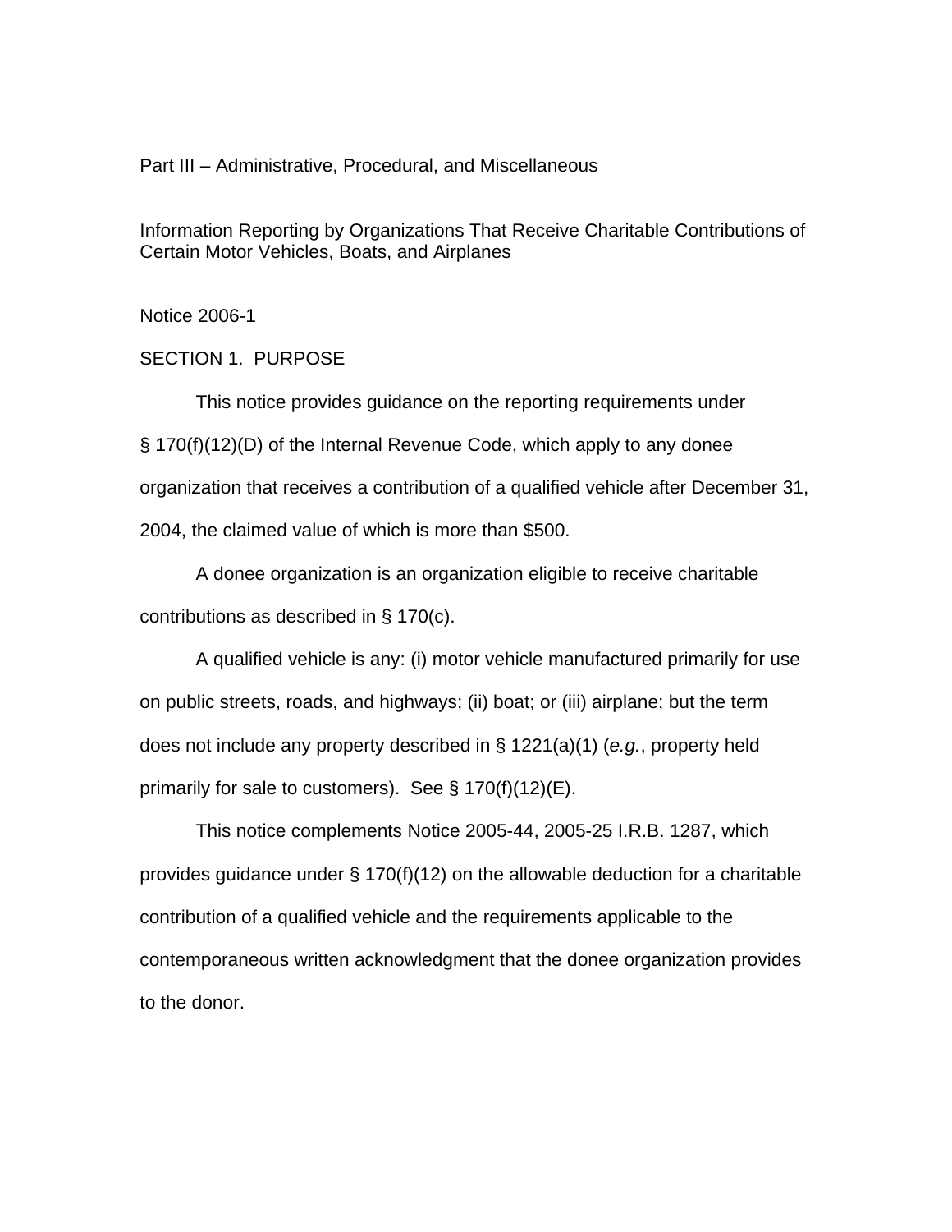Part III – Administrative, Procedural, and Miscellaneous

Information Reporting by Organizations That Receive Charitable Contributions of Certain Motor Vehicles, Boats, and Airplanes

Notice 2006-1

SECTION 1. PURPOSE

This notice provides guidance on the reporting requirements under § 170(f)(12)(D) of the Internal Revenue Code, which apply to any donee organization that receives a contribution of a qualified vehicle after December 31, 2004, the claimed value of which is more than $500.

A donee organization is an organization eligible to receive charitable contributions as described in § 170(c).

A qualified vehicle is any: (i) motor vehicle manufactured primarily for use on public streets, roads, and highways; (ii) boat; or (iii) airplane; but the term does not include any property described in § 1221(a)(1) (*e.g.*, property held primarily for sale to customers). See § 170(f)(12)(E).

This notice complements Notice 2005-44, 2005-25 I.R.B. 1287, which provides guidance under § 170(f)(12) on the allowable deduction for a charitable contribution of a qualified vehicle and the requirements applicable to the contemporaneous written acknowledgment that the donee organization provides to the donor.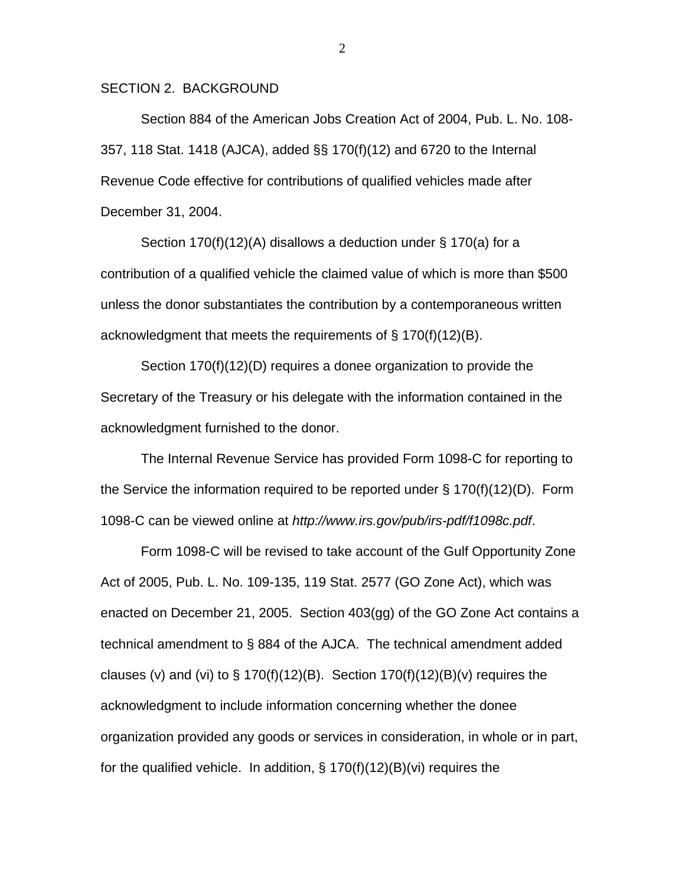## SECTION 2. BACKGROUND

Section 884 of the American Jobs Creation Act of 2004, Pub. L. No. 108-357, 118 Stat. 1418 (AJCA), added §§ 170(f)(12) and 6720 to the Internal Revenue Code effective for contributions of qualified vehicles made after December 31, 2004.

Section 170(f)(12)(A) disallows a deduction under § 170(a) for a contribution of a qualified vehicle the claimed value of which is more than $500 unless the donor substantiates the contribution by a contemporaneous written acknowledgment that meets the requirements of § 170(f)(12)(B).

Section 170(f)(12)(D) requires a donee organization to provide the Secretary of the Treasury or his delegate with the information contained in the acknowledgment furnished to the donor.

The Internal Revenue Service has provided Form 1098-C for reporting to the Service the information required to be reported under § 170(f)(12)(D). Form 1098-C can be viewed online at *http://www.irs.gov/pub/irs-pdf/f1098c.pdf*.

Form 1098-C will be revised to take account of the Gulf Opportunity Zone Act of 2005, Pub. L. No. 109-135, 119 Stat. 2577 (GO Zone Act), which was enacted on December 21, 2005. Section 403(gg) of the GO Zone Act contains a technical amendment to § 884 of the AJCA. The technical amendment added clauses (v) and (vi) to § 170(f)(12)(B). Section 170(f)(12)(B)(v) requires the acknowledgment to include information concerning whether the donee organization provided any goods or services in consideration, in whole or in part, for the qualified vehicle. In addition, § 170(f)(12)(B)(vi) requires the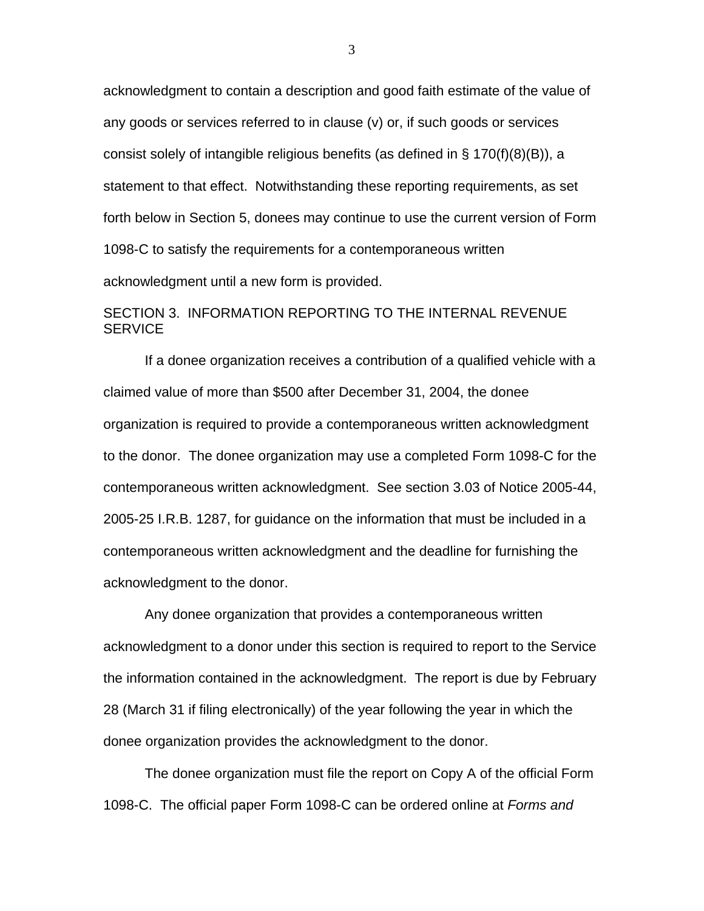acknowledgment to contain a description and good faith estimate of the value of any goods or services referred to in clause (v) or, if such goods or services consist solely of intangible religious benefits (as defined in § 170(f)(8)(B)), a statement to that effect. Notwithstanding these reporting requirements, as set forth below in Section 5, donees may continue to use the current version of Form 1098-C to satisfy the requirements for a contemporaneous written acknowledgment until a new form is provided.

## SECTION 3. INFORMATION REPORTING TO THE INTERNAL REVENUE SERVICE

If a donee organization receives a contribution of a qualified vehicle with a claimed value of more than $500 after December 31, 2004, the donee organization is required to provide a contemporaneous written acknowledgment to the donor. The donee organization may use a completed Form 1098-C for the contemporaneous written acknowledgment. See section 3.03 of Notice 2005-44, 2005-25 I.R.B. 1287, for guidance on the information that must be included in a contemporaneous written acknowledgment and the deadline for furnishing the acknowledgment to the donor.

Any donee organization that provides a contemporaneous written acknowledgment to a donor under this section is required to report to the Service the information contained in the acknowledgment. The report is due by February 28 (March 31 if filing electronically) of the year following the year in which the donee organization provides the acknowledgment to the donor.

The donee organization must file the report on Copy A of the official Form 1098-C. The official paper Form 1098-C can be ordered online at *Forms and*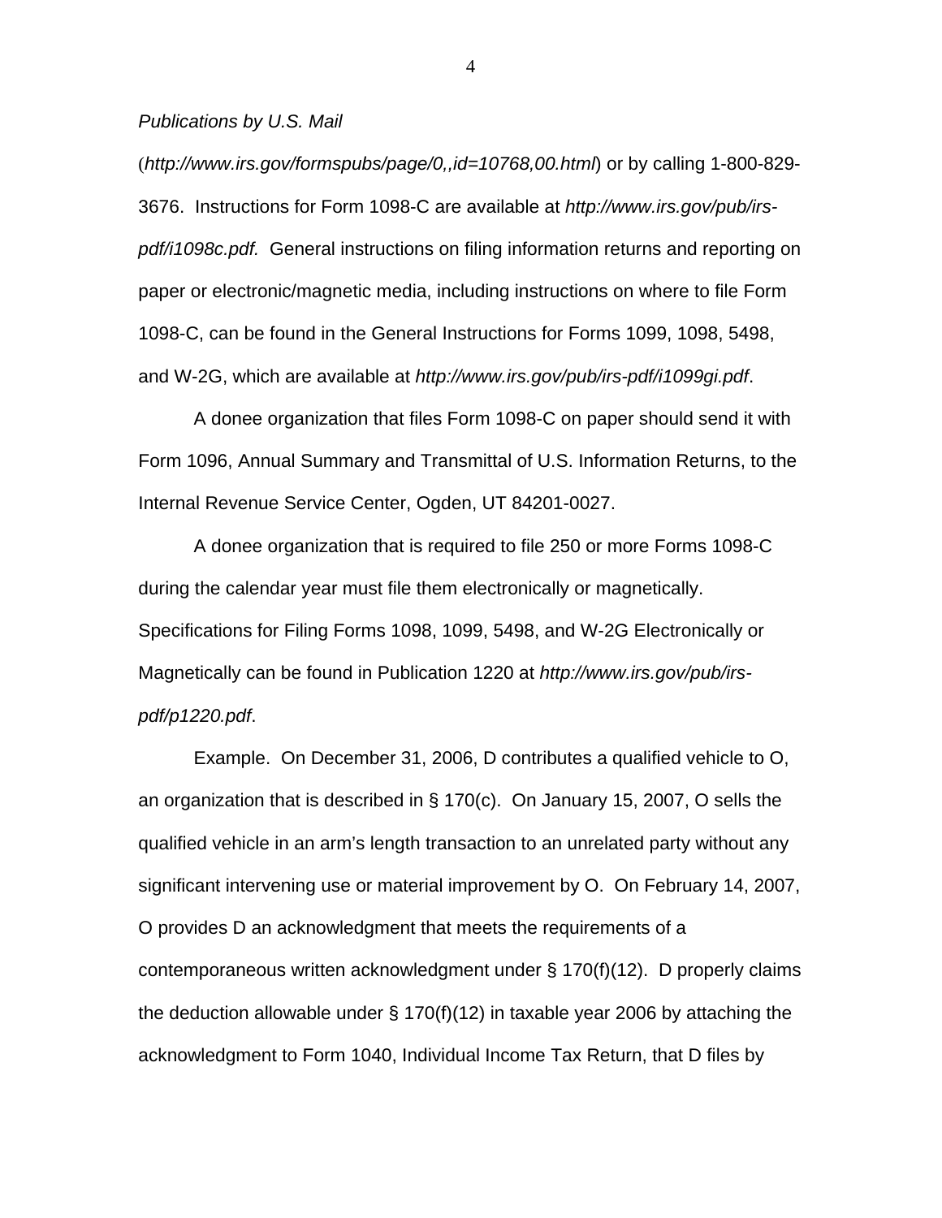*Publications by U.S. Mail*

(*http://www.irs.gov/formspubs/page/0,,id=10768,00.html*) or by calling 1-800-829-3676. Instructions for Form 1098-C are available at *http://www.irs.gov/pub/irs-pdf/i1098c.pdf.* General instructions on filing information returns and reporting on paper or electronic/magnetic media, including instructions on where to file Form 1098-C, can be found in the General Instructions for Forms 1099, 1098, 5498, and W-2G, which are available at *http://www.irs.gov/pub/irs-pdf/i1099gi.pdf*.

A donee organization that files Form 1098-C on paper should send it with Form 1096, Annual Summary and Transmittal of U.S. Information Returns, to the Internal Revenue Service Center, Ogden, UT 84201-0027.

A donee organization that is required to file 250 or more Forms 1098-C during the calendar year must file them electronically or magnetically. Specifications for Filing Forms 1098, 1099, 5498, and W-2G Electronically or Magnetically can be found in Publication 1220 at *http://www.irs.gov/pub/irs-pdf/p1220.pdf*.

Example. On December 31, 2006, D contributes a qualified vehicle to O, an organization that is described in § 170(c). On January 15, 2007, O sells the qualified vehicle in an arm's length transaction to an unrelated party without any significant intervening use or material improvement by O. On February 14, 2007, O provides D an acknowledgment that meets the requirements of a contemporaneous written acknowledgment under § 170(f)(12). D properly claims the deduction allowable under § 170(f)(12) in taxable year 2006 by attaching the acknowledgment to Form 1040, Individual Income Tax Return, that D files by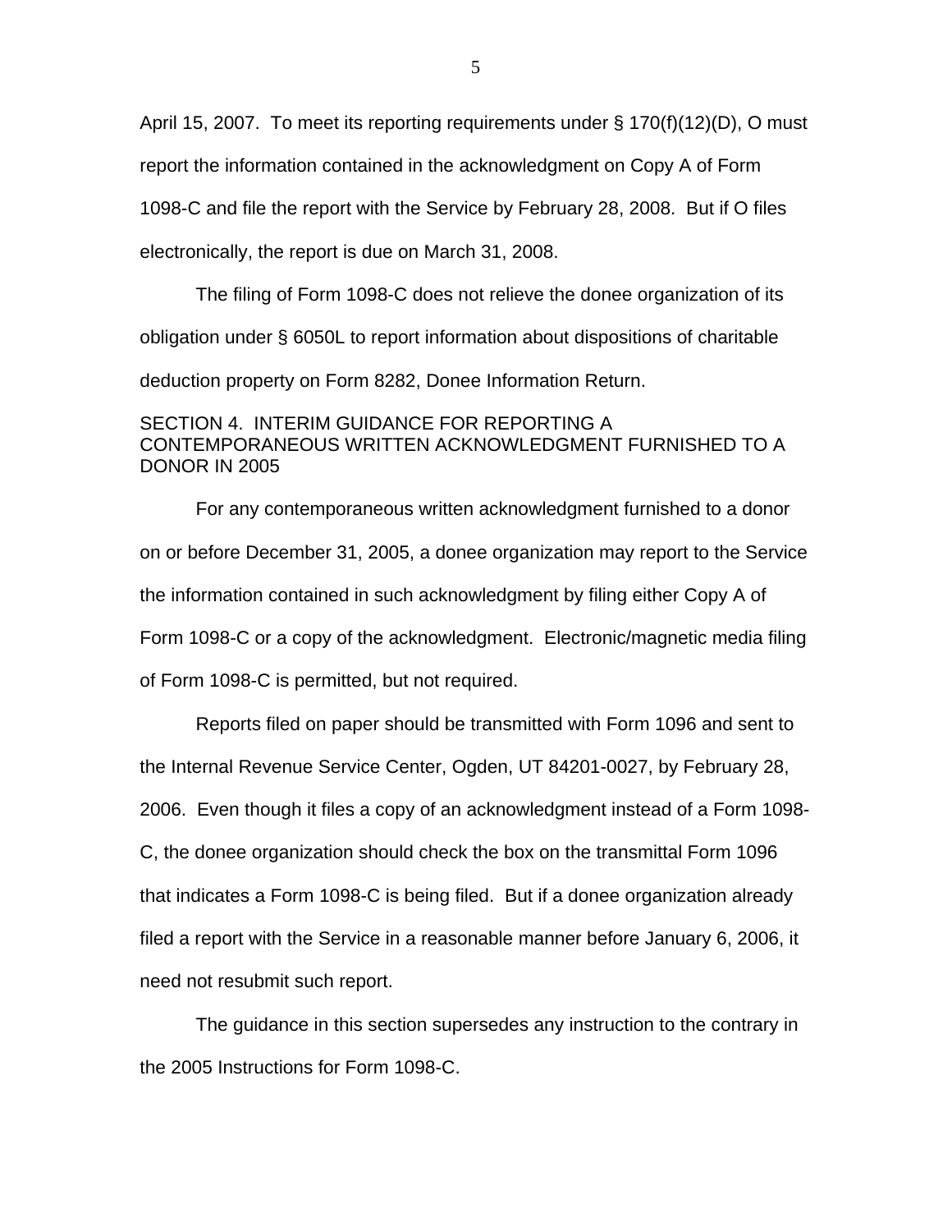April 15, 2007. To meet its reporting requirements under § 170(f)(12)(D), O must report the information contained in the acknowledgment on Copy A of Form 1098-C and file the report with the Service by February 28, 2008. But if O files electronically, the report is due on March 31, 2008.

The filing of Form 1098-C does not relieve the donee organization of its obligation under § 6050L to report information about dispositions of charitable deduction property on Form 8282, Donee Information Return.

## SECTION 4. INTERIM GUIDANCE FOR REPORTING A CONTEMPORANEOUS WRITTEN ACKNOWLEDGMENT FURNISHED TO A DONOR IN 2005

For any contemporaneous written acknowledgment furnished to a donor on or before December 31, 2005, a donee organization may report to the Service the information contained in such acknowledgment by filing either Copy A of Form 1098-C or a copy of the acknowledgment. Electronic/magnetic media filing of Form 1098-C is permitted, but not required.

Reports filed on paper should be transmitted with Form 1096 and sent to the Internal Revenue Service Center, Ogden, UT 84201-0027, by February 28, 2006. Even though it files a copy of an acknowledgment instead of a Form 1098-C, the donee organization should check the box on the transmittal Form 1096 that indicates a Form 1098-C is being filed. But if a donee organization already filed a report with the Service in a reasonable manner before January 6, 2006, it need not resubmit such report.

The guidance in this section supersedes any instruction to the contrary in the 2005 Instructions for Form 1098-C.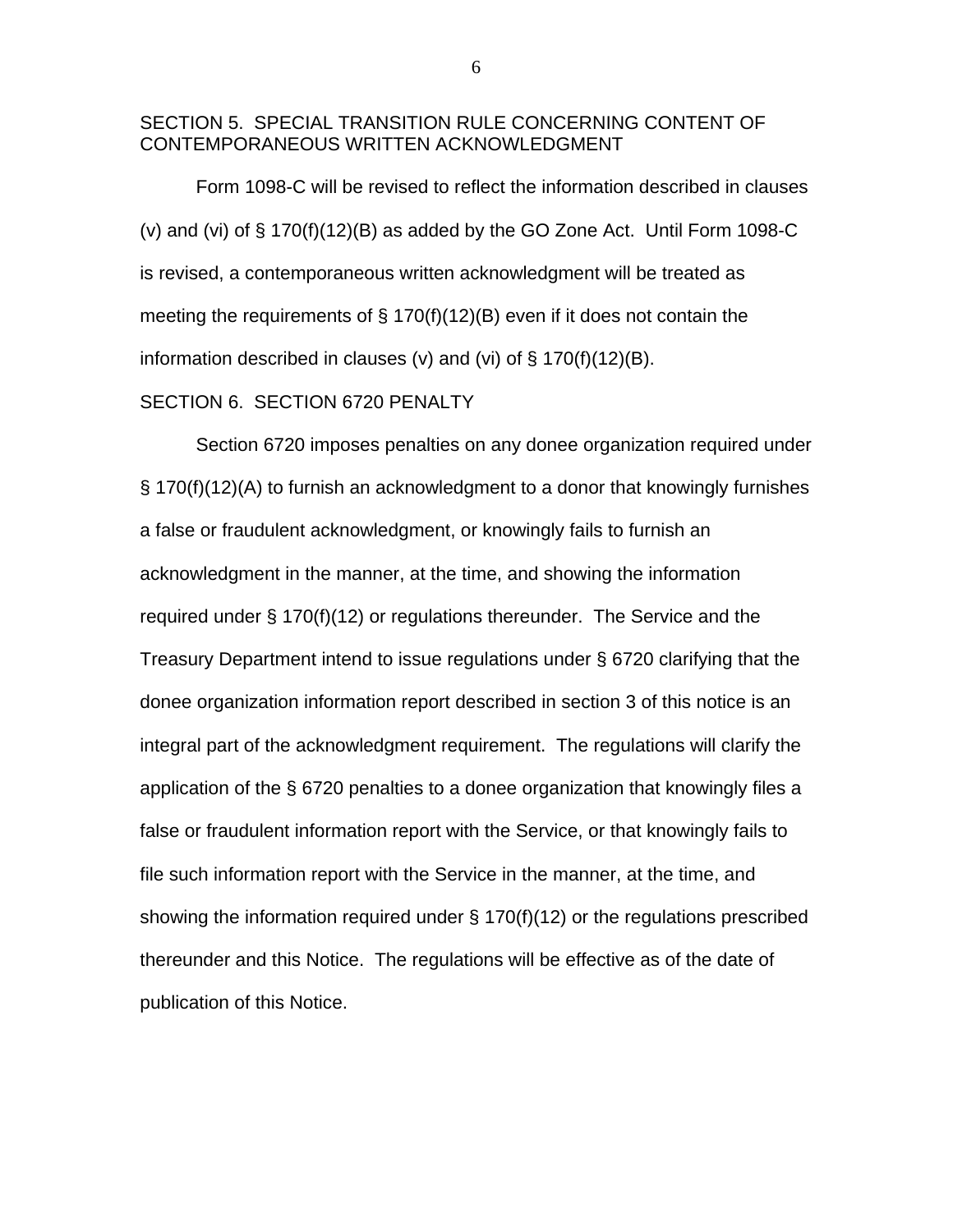## SECTION 5. SPECIAL TRANSITION RULE CONCERNING CONTENT OF CONTEMPORANEOUS WRITTEN ACKNOWLEDGMENT

Form 1098-C will be revised to reflect the information described in clauses (v) and (vi) of § 170(f)(12)(B) as added by the GO Zone Act. Until Form 1098-C is revised, a contemporaneous written acknowledgment will be treated as meeting the requirements of § 170(f)(12)(B) even if it does not contain the information described in clauses (v) and (vi) of § 170(f)(12)(B).

## SECTION 6. SECTION 6720 PENALTY

Section 6720 imposes penalties on any donee organization required under § 170(f)(12)(A) to furnish an acknowledgment to a donor that knowingly furnishes a false or fraudulent acknowledgment, or knowingly fails to furnish an acknowledgment in the manner, at the time, and showing the information required under § 170(f)(12) or regulations thereunder. The Service and the Treasury Department intend to issue regulations under § 6720 clarifying that the donee organization information report described in section 3 of this notice is an integral part of the acknowledgment requirement. The regulations will clarify the application of the § 6720 penalties to a donee organization that knowingly files a false or fraudulent information report with the Service, or that knowingly fails to file such information report with the Service in the manner, at the time, and showing the information required under § 170(f)(12) or the regulations prescribed thereunder and this Notice. The regulations will be effective as of the date of publication of this Notice.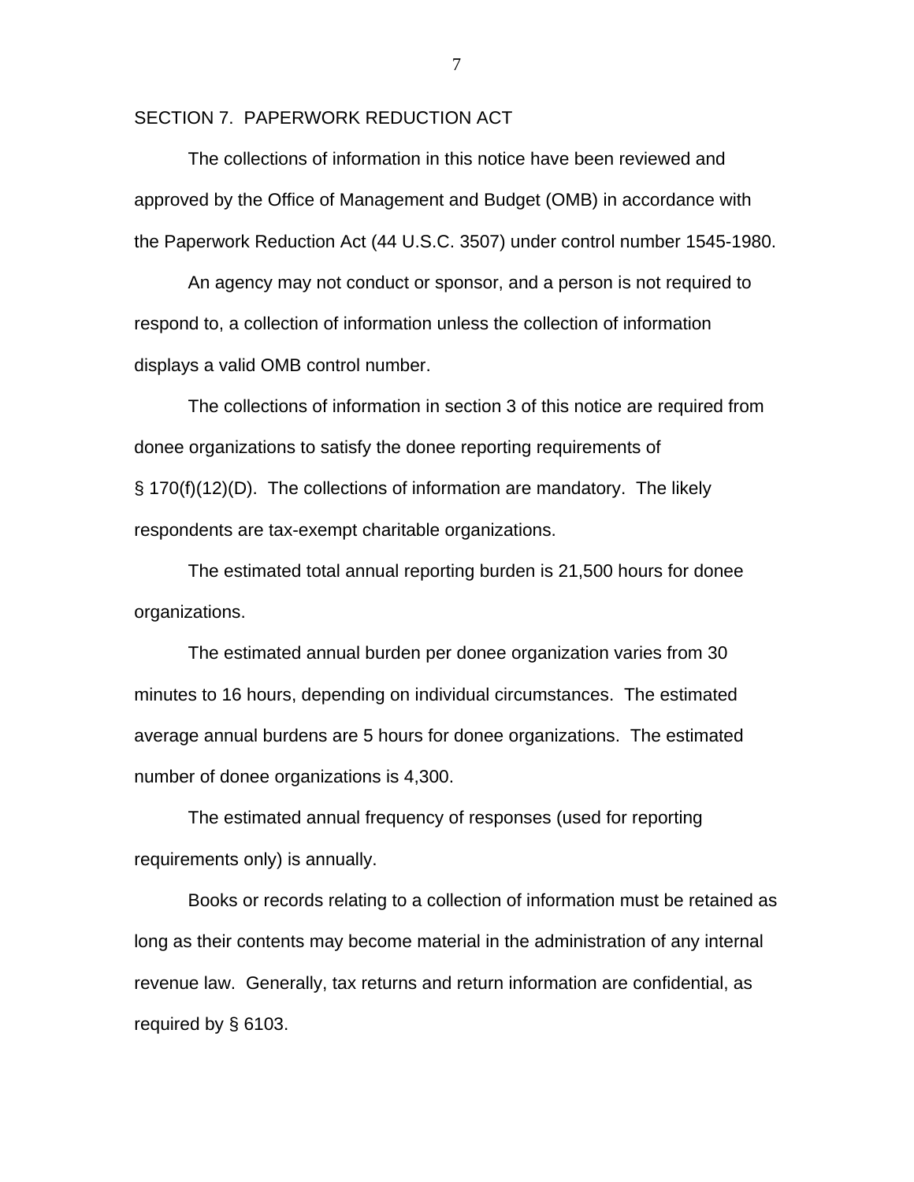## SECTION 7. PAPERWORK REDUCTION ACT

The collections of information in this notice have been reviewed and approved by the Office of Management and Budget (OMB) in accordance with the Paperwork Reduction Act (44 U.S.C. 3507) under control number 1545-1980.

An agency may not conduct or sponsor, and a person is not required to respond to, a collection of information unless the collection of information displays a valid OMB control number.

The collections of information in section 3 of this notice are required from donee organizations to satisfy the donee reporting requirements of § 170(f)(12)(D). The collections of information are mandatory. The likely respondents are tax-exempt charitable organizations.

The estimated total annual reporting burden is 21,500 hours for donee organizations.

The estimated annual burden per donee organization varies from 30 minutes to 16 hours, depending on individual circumstances. The estimated average annual burdens are 5 hours for donee organizations. The estimated number of donee organizations is 4,300.

The estimated annual frequency of responses (used for reporting requirements only) is annually.

Books or records relating to a collection of information must be retained as long as their contents may become material in the administration of any internal revenue law. Generally, tax returns and return information are confidential, as required by § 6103.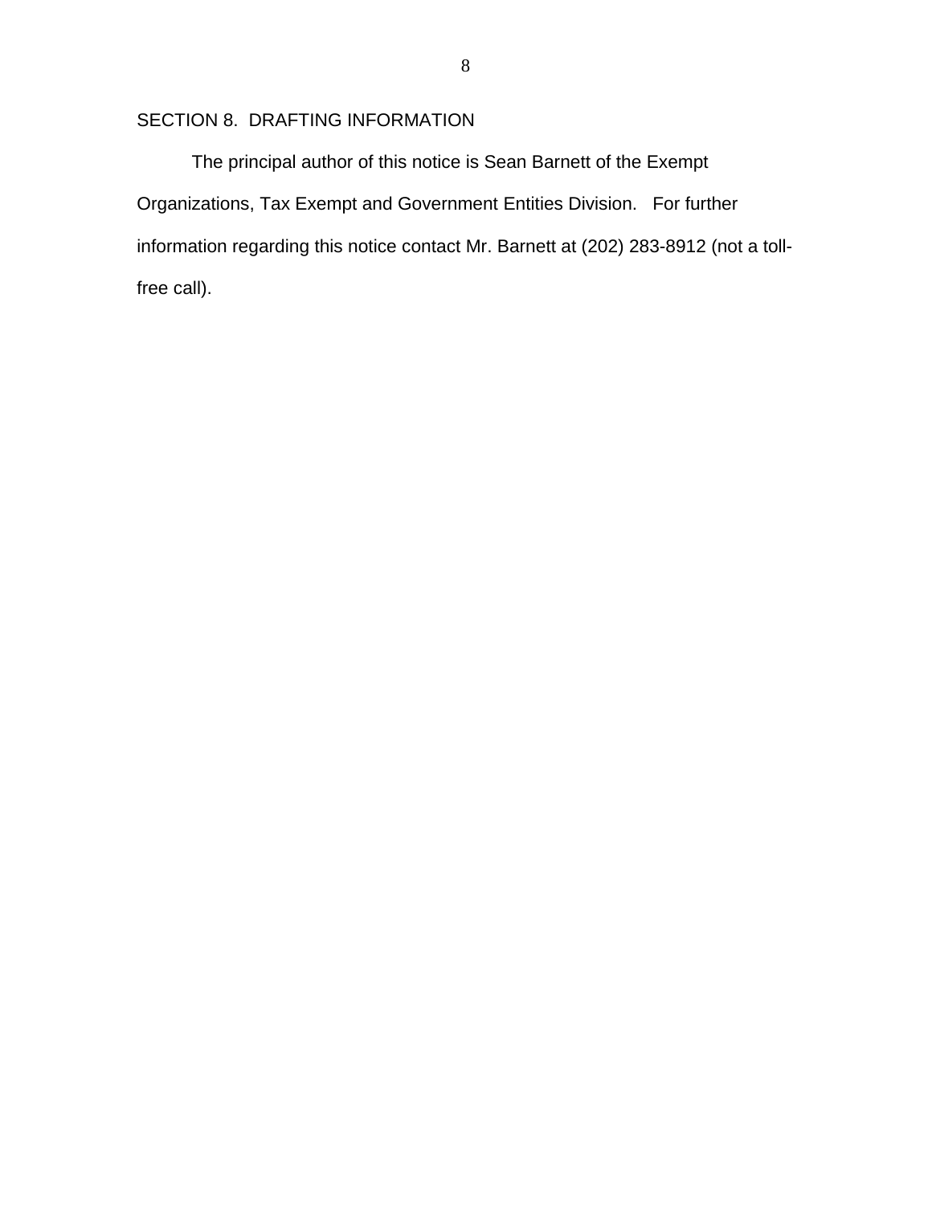## SECTION 8. DRAFTING INFORMATION

The principal author of this notice is Sean Barnett of the Exempt Organizations, Tax Exempt and Government Entities Division. For further information regarding this notice contact Mr. Barnett at (202) 283-8912 (not a toll-free call).